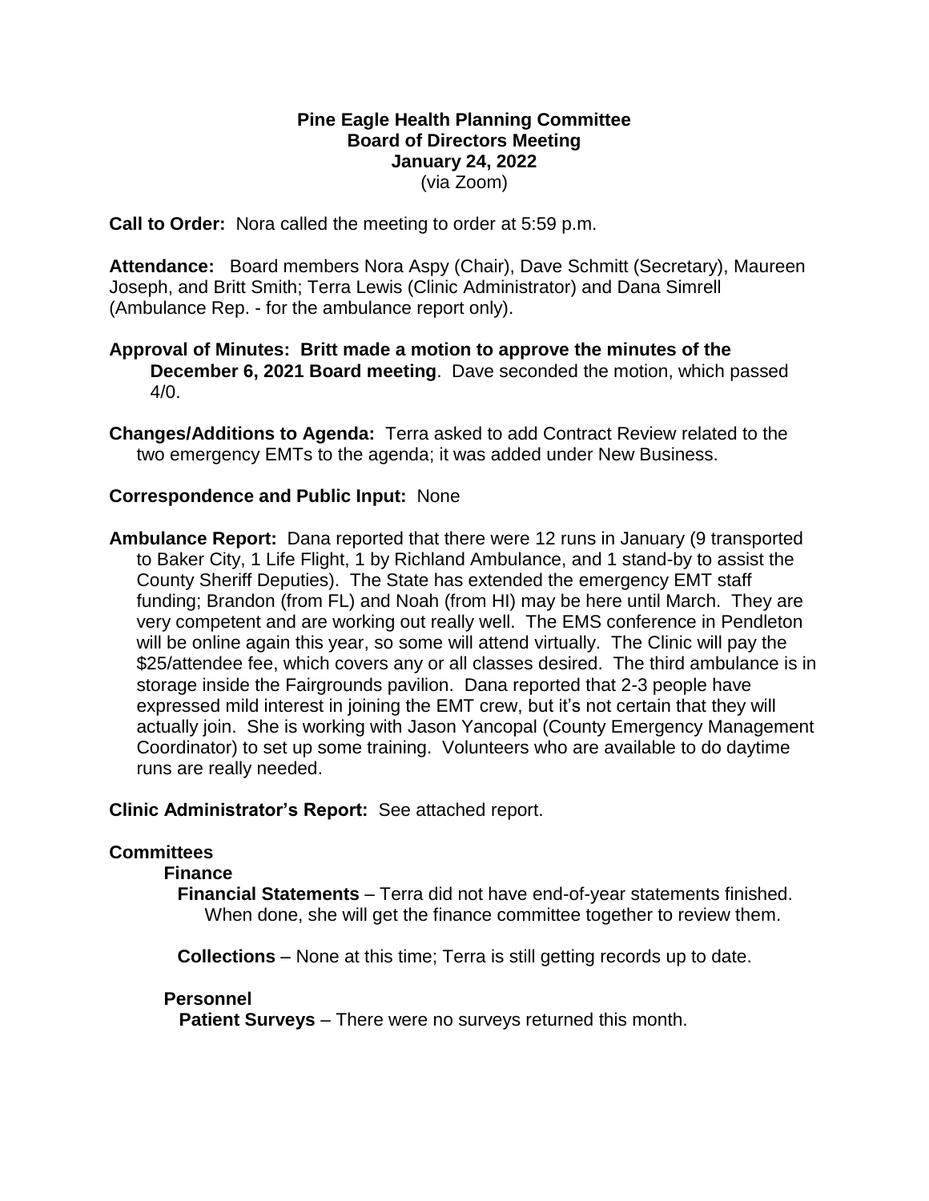**Pine Eagle Health Planning Committee**
**Board of Directors Meeting**
**January 24, 2022**
(via Zoom)

**Call to Order:** Nora called the meeting to order at 5:59 p.m.

**Attendance:** Board members Nora Aspy (Chair), Dave Schmitt (Secretary), Maureen Joseph, and Britt Smith; Terra Lewis (Clinic Administrator) and Dana Simrell (Ambulance Rep. - for the ambulance report only).

**Approval of Minutes: Britt made a motion to approve the minutes of the December 6, 2021 Board meeting**. Dave seconded the motion, which passed 4/0.

**Changes/Additions to Agenda:** Terra asked to add Contract Review related to the two emergency EMTs to the agenda; it was added under New Business.

**Correspondence and Public Input:** None

**Ambulance Report:** Dana reported that there were 12 runs in January (9 transported to Baker City, 1 Life Flight, 1 by Richland Ambulance, and 1 stand-by to assist the County Sheriff Deputies). The State has extended the emergency EMT staff funding; Brandon (from FL) and Noah (from HI) may be here until March. They are very competent and are working out really well. The EMS conference in Pendleton will be online again this year, so some will attend virtually. The Clinic will pay the $25/attendee fee, which covers any or all classes desired. The third ambulance is in storage inside the Fairgrounds pavilion. Dana reported that 2-3 people have expressed mild interest in joining the EMT crew, but it's not certain that they will actually join. She is working with Jason Yancopal (County Emergency Management Coordinator) to set up some training. Volunteers who are available to do daytime runs are really needed.

**Clinic Administrator's Report:** See attached report.

**Committees**

**Finance**

**Financial Statements** – Terra did not have end-of-year statements finished. When done, she will get the finance committee together to review them.

**Collections** – None at this time; Terra is still getting records up to date.

**Personnel**

**Patient Surveys** – There were no surveys returned this month.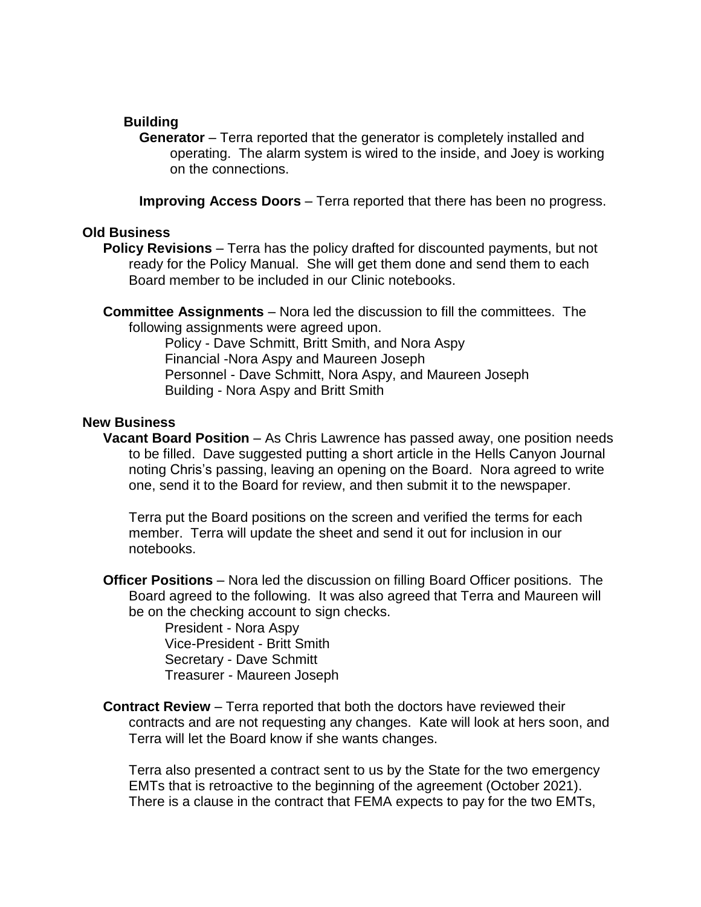**Building**

**Generator** – Terra reported that the generator is completely installed and operating. The alarm system is wired to the inside, and Joey is working on the connections.

**Improving Access Doors** – Terra reported that there has been no progress.

**Old Business**

**Policy Revisions** – Terra has the policy drafted for discounted payments, but not ready for the Policy Manual. She will get them done and send them to each Board member to be included in our Clinic notebooks.

**Committee Assignments** – Nora led the discussion to fill the committees. The following assignments were agreed upon.

Policy - Dave Schmitt, Britt Smith, and Nora Aspy
Financial -Nora Aspy and Maureen Joseph
Personnel - Dave Schmitt, Nora Aspy, and Maureen Joseph
Building - Nora Aspy and Britt Smith

**New Business**

**Vacant Board Position** – As Chris Lawrence has passed away, one position needs to be filled. Dave suggested putting a short article in the Hells Canyon Journal noting Chris's passing, leaving an opening on the Board. Nora agreed to write one, send it to the Board for review, and then submit it to the newspaper.

Terra put the Board positions on the screen and verified the terms for each member. Terra will update the sheet and send it out for inclusion in our notebooks.

**Officer Positions** – Nora led the discussion on filling Board Officer positions. The Board agreed to the following. It was also agreed that Terra and Maureen will be on the checking account to sign checks.

President - Nora Aspy
Vice-President - Britt Smith
Secretary - Dave Schmitt
Treasurer - Maureen Joseph

**Contract Review** – Terra reported that both the doctors have reviewed their contracts and are not requesting any changes. Kate will look at hers soon, and Terra will let the Board know if she wants changes.

Terra also presented a contract sent to us by the State for the two emergency EMTs that is retroactive to the beginning of the agreement (October 2021). There is a clause in the contract that FEMA expects to pay for the two EMTs,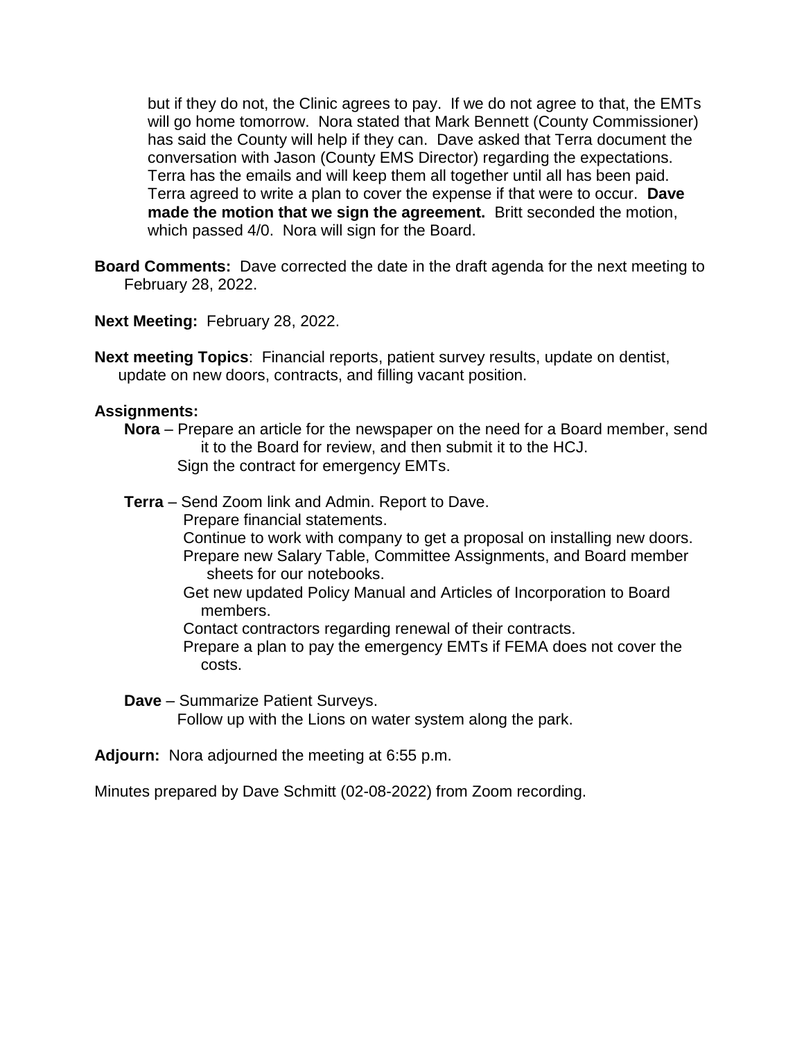but if they do not, the Clinic agrees to pay. If we do not agree to that, the EMTs will go home tomorrow. Nora stated that Mark Bennett (County Commissioner) has said the County will help if they can. Dave asked that Terra document the conversation with Jason (County EMS Director) regarding the expectations. Terra has the emails and will keep them all together until all has been paid. Terra agreed to write a plan to cover the expense if that were to occur. **Dave made the motion that we sign the agreement.** Britt seconded the motion, which passed 4/0. Nora will sign for the Board.

**Board Comments:** Dave corrected the date in the draft agenda for the next meeting to February 28, 2022.

**Next Meeting:** February 28, 2022.

**Next meeting Topics**: Financial reports, patient survey results, update on dentist, update on new doors, contracts, and filling vacant position.

**Assignments:**

**Nora** – Prepare an article for the newspaper on the need for a Board member, send it to the Board for review, and then submit it to the HCJ.
Sign the contract for emergency EMTs.

**Terra** – Send Zoom link and Admin. Report to Dave.
Prepare financial statements.
Continue to work with company to get a proposal on installing new doors.
Prepare new Salary Table, Committee Assignments, and Board member sheets for our notebooks.
Get new updated Policy Manual and Articles of Incorporation to Board members.
Contact contractors regarding renewal of their contracts.
Prepare a plan to pay the emergency EMTs if FEMA does not cover the costs.

**Dave** – Summarize Patient Surveys.
Follow up with the Lions on water system along the park.

**Adjourn:** Nora adjourned the meeting at 6:55 p.m.

Minutes prepared by Dave Schmitt (02-08-2022) from Zoom recording.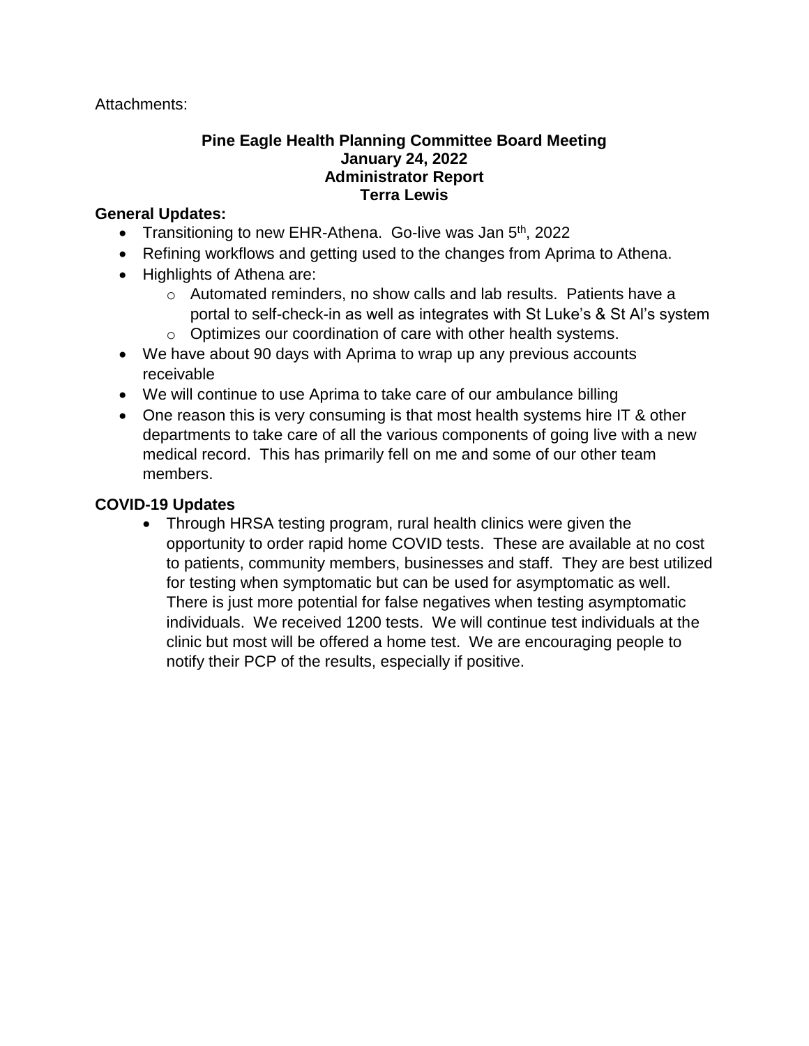Attachments:

**Pine Eagle Health Planning Committee Board Meeting**
**January 24, 2022**
**Administrator Report**
**Terra Lewis**

**General Updates:**

- Transitioning to new EHR-Athena. Go-live was Jan 5th, 2022
- Refining workflows and getting used to the changes from Aprima to Athena.
- Highlights of Athena are:
  - Automated reminders, no show calls and lab results. Patients have a portal to self-check-in as well as integrates with St Luke's & St Al's system
  - Optimizes our coordination of care with other health systems.
- We have about 90 days with Aprima to wrap up any previous accounts receivable
- We will continue to use Aprima to take care of our ambulance billing
- One reason this is very consuming is that most health systems hire IT & other departments to take care of all the various components of going live with a new medical record. This has primarily fell on me and some of our other team members.

**COVID-19 Updates**

- Through HRSA testing program, rural health clinics were given the opportunity to order rapid home COVID tests. These are available at no cost to patients, community members, businesses and staff. They are best utilized for testing when symptomatic but can be used for asymptomatic as well. There is just more potential for false negatives when testing asymptomatic individuals. We received 1200 tests. We will continue test individuals at the clinic but most will be offered a home test. We are encouraging people to notify their PCP of the results, especially if positive.